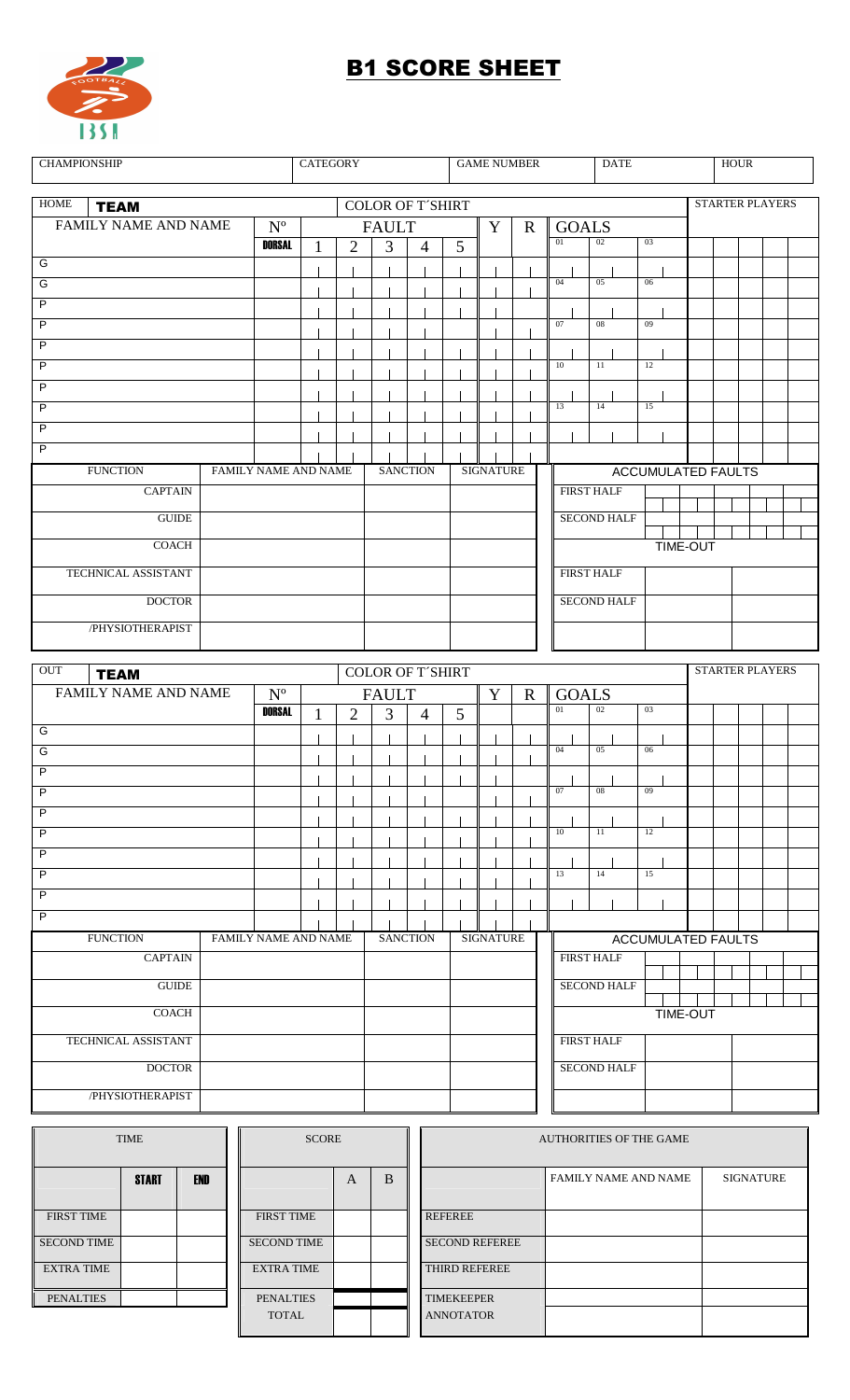# B1 SCORE SHEET

| CHAMPIONSHIP | CATEGORY | GAME NUMBER | DATE | HOUR |
|---|---|---|---|---|
| | | | | |

| HOME **TEAM** | | COLOR OF T´SHIRT | | | | | | | | STARTER PLAYERS |
|---|---|---|---|---|---|---|---|---|---|---|
| FAMILY NAME AND NAME | Nº **DORSAL** | FAULT 1 | 2 | 3 | 4 | 5 | Y | R | GOALS | |
| G | | | | | | | | | 01 02 03 | |
| G | | | | | | | | | 04 05 06 | |
| P | | | | | | | | | | |
| P | | | | | | | | | 07 08 09 | |
| P | | | | | | | | | | |
| P | | | | | | | | | 10 11 12 | |
| P | | | | | | | | | | |
| P | | | | | | | | | 13 14 15 | |
| P | | | | | | | | | | |
| P | | | | | | | | | | |

| FUNCTION | FAMILY NAME AND NAME | SANCTION | SIGNATURE |
|---|---|---|---|
| CAPTAIN | | | |
| GUIDE | | | |
| COACH | | | |
| TECHNICAL ASSISTANT | | | |
| DOCTOR | | | |
| /PHYSIOTHERAPIST | | | |

| ACCUMULATED FAULTS | |
|---|---|
| FIRST HALF | |
| SECOND HALF | |
| **TIME-OUT** | |
| FIRST HALF | |
| SECOND HALF | |

| OUT **TEAM** | | COLOR OF T´SHIRT | | | | | | | | STARTER PLAYERS |
|---|---|---|---|---|---|---|---|---|---|---|
| FAMILY NAME AND NAME | Nº **DORSAL** | FAULT 1 | 2 | 3 | 4 | 5 | Y | R | GOALS | |
| G | | | | | | | | | 01 02 03 | |
| G | | | | | | | | | 04 05 06 | |
| P | | | | | | | | | | |
| P | | | | | | | | | 07 08 09 | |
| P | | | | | | | | | | |
| P | | | | | | | | | 10 11 12 | |
| P | | | | | | | | | | |
| P | | | | | | | | | 13 14 15 | |
| P | | | | | | | | | | |
| P | | | | | | | | | | |

| FUNCTION | FAMILY NAME AND NAME | SANCTION | SIGNATURE |
|---|---|---|---|
| CAPTAIN | | | |
| GUIDE | | | |
| COACH | | | |
| TECHNICAL ASSISTANT | | | |
| DOCTOR | | | |
| /PHYSIOTHERAPIST | | | |

| ACCUMULATED FAULTS | |
|---|---|
| FIRST HALF | |
| SECOND HALF | |
| **TIME-OUT** | |
| FIRST HALF | |
| SECOND HALF | |

| TIME | **START** | **END** |
|---|---|---|
| FIRST TIME | | |
| SECOND TIME | | |
| EXTRA TIME | | |
| PENALTIES | | |

| SCORE | A | B |
|---|---|---|
| FIRST TIME | | |
| SECOND TIME | | |
| EXTRA TIME | | |
| PENALTIES | | |
| TOTAL | | |

| AUTHORITIES OF THE GAME | FAMILY NAME AND NAME | SIGNATURE |
|---|---|---|
| REFEREE | | |
| SECOND REFEREE | | |
| THIRD REFEREE | | |
| TIMEKEEPER | | |
| ANNOTATOR | | |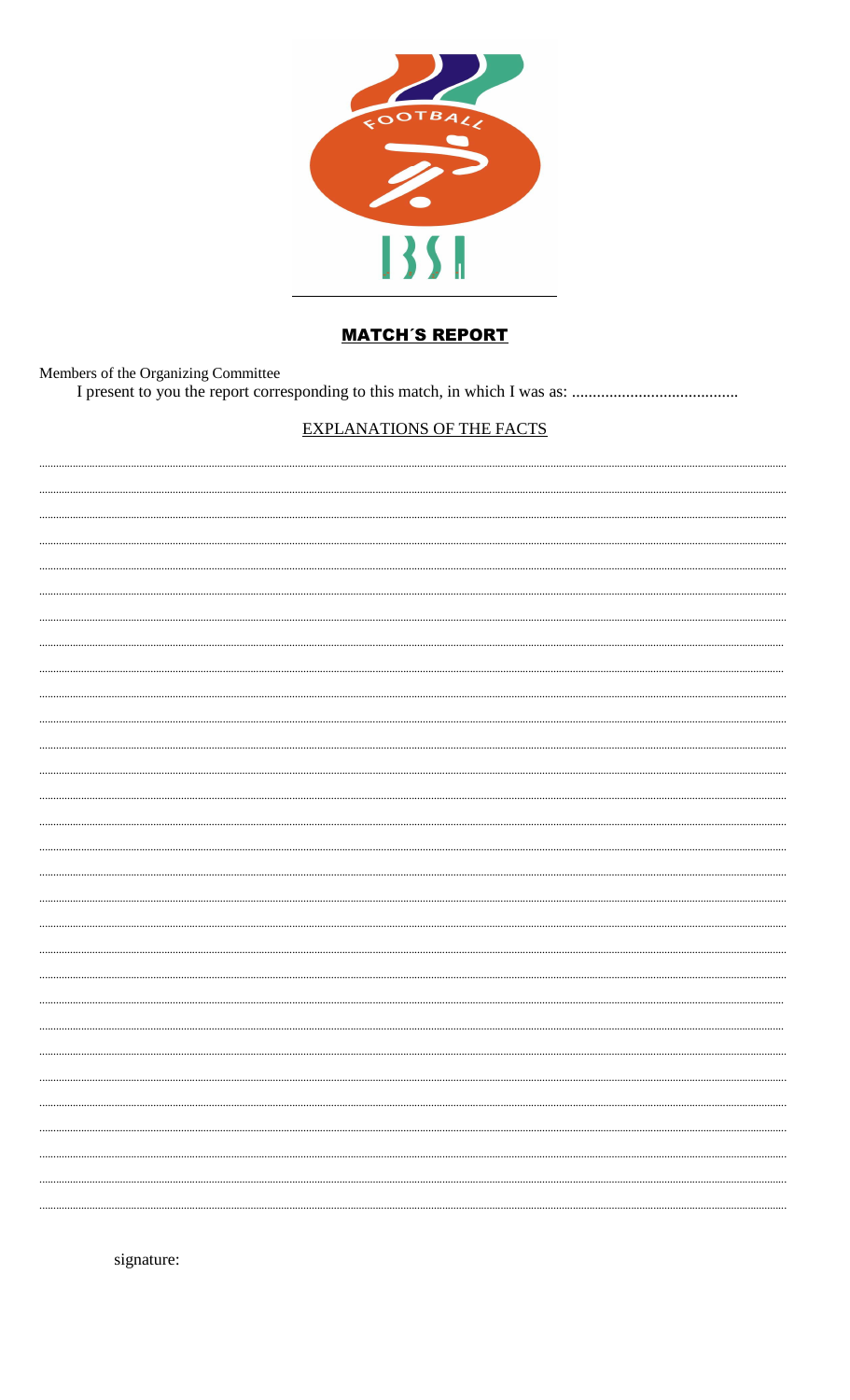## MATCH´S REPORT

Members of the Organizing Committee

I present to you the report corresponding to this match, in which I was as: ........................................

### EXPLANATIONS OF THE FACTS

........................................................................................................................................................................................................................

........................................................................................................................................................................................................................

........................................................................................................................................................................................................................

........................................................................................................................................................................................................................

........................................................................................................................................................................................................................

........................................................................................................................................................................................................................

........................................................................................................................................................................................................................

........................................................................................................................................................................................................................

........................................................................................................................................................................................................................

........................................................................................................................................................................................................................

........................................................................................................................................................................................................................

........................................................................................................................................................................................................................

........................................................................................................................................................................................................................

........................................................................................................................................................................................................................

........................................................................................................................................................................................................................

........................................................................................................................................................................................................................

........................................................................................................................................................................................................................

........................................................................................................................................................................................................................

........................................................................................................................................................................................................................

........................................................................................................................................................................................................................

........................................................................................................................................................................................................................

........................................................................................................................................................................................................................

........................................................................................................................................................................................................................

........................................................................................................................................................................................................................

........................................................................................................................................................................................................................

........................................................................................................................................................................................................................

........................................................................................................................................................................................................................

........................................................................................................................................................................................................................

........................................................................................................................................................................................................................

signature: